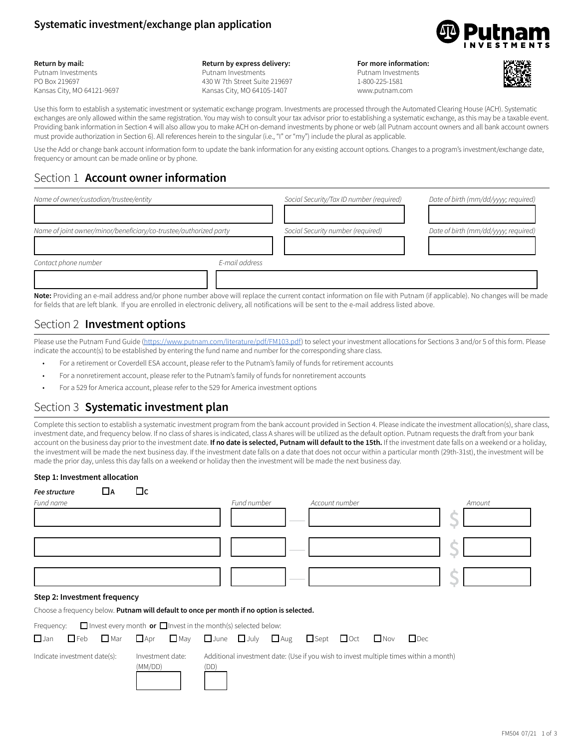# Systematic investment/exchange plan application

**Putnam INVESTMENTS**

**Return by mail:**
Putnam Investments
PO Box 219697
Kansas City, MO 64121-9697

**Return by express delivery:**
Putnam Investments
430 W 7th Street Suite 219697
Kansas City, MO 64105-1407

**For more information:**
Putnam Investments
1-800-225-1581
www.putnam.com

Use this form to establish a systematic investment or systematic exchange program. Investments are processed through the Automated Clearing House (ACH). Systematic exchanges are only allowed within the same registration. You may wish to consult your tax advisor prior to establishing a systematic exchange, as this may be a taxable event. Providing bank information in Section 4 will also allow you to make ACH on-demand investments by phone or web (all Putnam account owners and all bank account owners must provide authorization in Section 6). All references herein to the singular (i.e., "I" or "my") include the plural as applicable.

Use the Add or change bank account information form to update the bank information for any existing account options. Changes to a program's investment/exchange date, frequency or amount can be made online or by phone.

## Section 1 **Account owner information**

| *Name of owner/custodian/trustee/entity* | *Social Security/Tax ID number (required)* | *Date of birth (mm/dd/yyyy; required)* |
|---|---|---|
| | | |

| *Name of joint owner/minor/beneficiary/co-trustee/authorized party* | *Social Security number (required)* | *Date of birth (mm/dd/yyyy; required)* |
|---|---|---|
| | | |

| *Contact phone number* | *E-mail address* |
|---|---|
| | |

**Note:** Providing an e-mail address and/or phone number above will replace the current contact information on file with Putnam (if applicable). No changes will be made for fields that are left blank. If you are enrolled in electronic delivery, all notifications will be sent to the e-mail address listed above.

## Section 2 **Investment options**

Please use the Putnam Fund Guide (https://www.putnam.com/literature/pdf/FM103.pdf) to select your investment allocations for Sections 3 and/or 5 of this form. Please indicate the account(s) to be established by entering the fund name and number for the corresponding share class.

- For a retirement or Coverdell ESA account, please refer to the Putnam's family of funds for retirement accounts
- For a nonretirement account, please refer to the Putnam's family of funds for nonretirement accounts
- For a 529 for America account, please refer to the 529 for America investment options

## Section 3 **Systematic investment plan**

Complete this section to establish a systematic investment program from the bank account provided in Section 4. Please indicate the investment allocation(s), share class, investment date, and frequency below. If no class of shares is indicated, class A shares will be utilized as the default option. Putnam requests the draft from your bank account on the business day prior to the investment date. **If no date is selected, Putnam will default to the 15th.** If the investment date falls on a weekend or a holiday, the investment will be made the next business day. If the investment date falls on a date that does not occur within a particular month (29th-31st), the investment will be made the prior day, unless this day falls on a weekend or holiday then the investment will be made the next business day.

### Step 1: Investment allocation

***Fee structure*** ☐ **A** ☐ **C**

| *Fund name* | *Fund number* | *Account number* | *Amount* |
|---|---|---|---|
| | | | $ |
| | | | $ |
| | | | $ |

### Step 2: Investment frequency

Choose a frequency below. **Putnam will default to once per month if no option is selected.**

Frequency: ☐ Invest every month **or** ☐ Invest in the month(s) selected below:

☐ Jan ☐ Feb ☐ Mar ☐ Apr ☐ May ☐ June ☐ July ☐ Aug ☐ Sept ☐ Oct ☐ Nov ☐ Dec

Indicate investment date(s): Investment date: (MM/DD) ______ Additional investment date: (Use if you wish to invest multiple times within a month) (DD) ______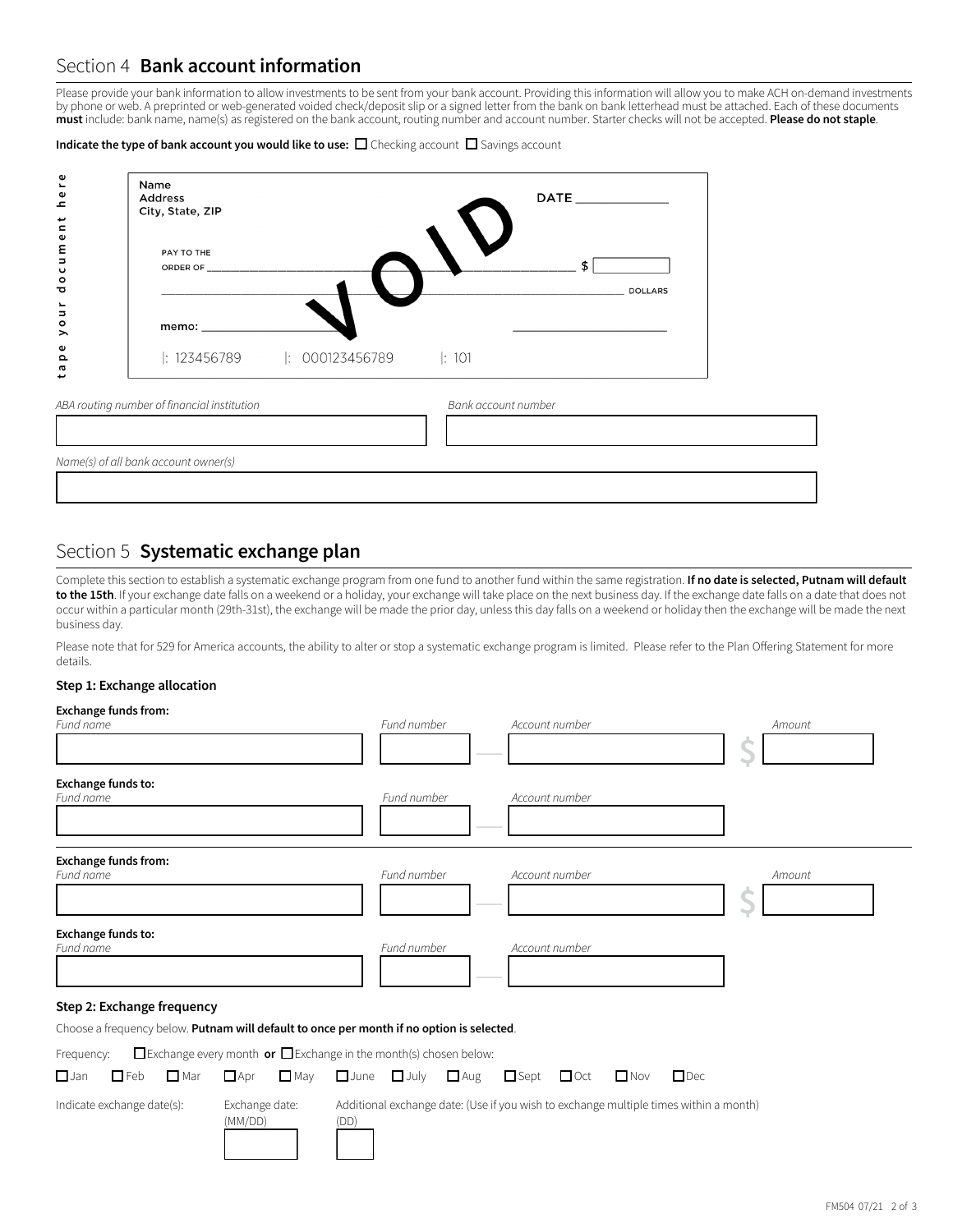## Section 4 **Bank account information**

Please provide your bank information to allow investments to be sent from your bank account. Providing this information will allow you to make ACH on-demand investments by phone or web. A preprinted or web-generated voided check/deposit slip or a signed letter from the bank on bank letterhead must be attached. Each of these documents **must** include: bank name, name(s) as registered on the bank account, routing number and account number. Starter checks will not be accepted. **Please do not staple**.

**Indicate the type of bank account you would like to use:** ☐ Checking account ☐ Savings account

tape your document here

Name
Address
City, State, ZIP

DATE ____________

PAY TO THE ORDER OF ______________________________ $ [ ]

______________________________ DOLLARS

memo: ____________

VOID

|: 123456789 |: 000123456789 |: 101

*ABA routing number of financial institution*

*Bank account number*

*Name(s) of all bank account owner(s)*

## Section 5 **Systematic exchange plan**

Complete this section to establish a systematic exchange program from one fund to another fund within the same registration. **If no date is selected, Putnam will default to the 15th**. If your exchange date falls on a weekend or a holiday, your exchange will take place on the next business day. If the exchange date falls on a date that does not occur within a particular month (29th-31st), the exchange will be made the prior day, unless this day falls on a weekend or holiday then the exchange will be made the next business day.

Please note that for 529 for America accounts, the ability to alter or stop a systematic exchange program is limited. Please refer to the Plan Offering Statement for more details.

### Step 1: Exchange allocation

**Exchange funds from:**

| *Fund name* | *Fund number* | *Account number* | *Amount* |
|---|---|---|---|
| | | | $ |

**Exchange funds to:**

| *Fund name* | *Fund number* | *Account number* |
|---|---|---|
| | | |

**Exchange funds from:**

| *Fund name* | *Fund number* | *Account number* | *Amount* |
|---|---|---|---|
| | | | $ |

**Exchange funds to:**

| *Fund name* | *Fund number* | *Account number* |
|---|---|---|
| | | |

### Step 2: Exchange frequency

Choose a frequency below. **Putnam will default to once per month if no option is selected**.

Frequency: ☐ Exchange every month **or** ☐ Exchange in the month(s) chosen below:

☐ Jan ☐ Feb ☐ Mar ☐ Apr ☐ May ☐ June ☐ July ☐ Aug ☐ Sept ☐ Oct ☐ Nov ☐ Dec

Indicate exchange date(s):

Exchange date: (MM/DD)

Additional exchange date: (Use if you wish to exchange multiple times within a month) (DD)

FM504 07/21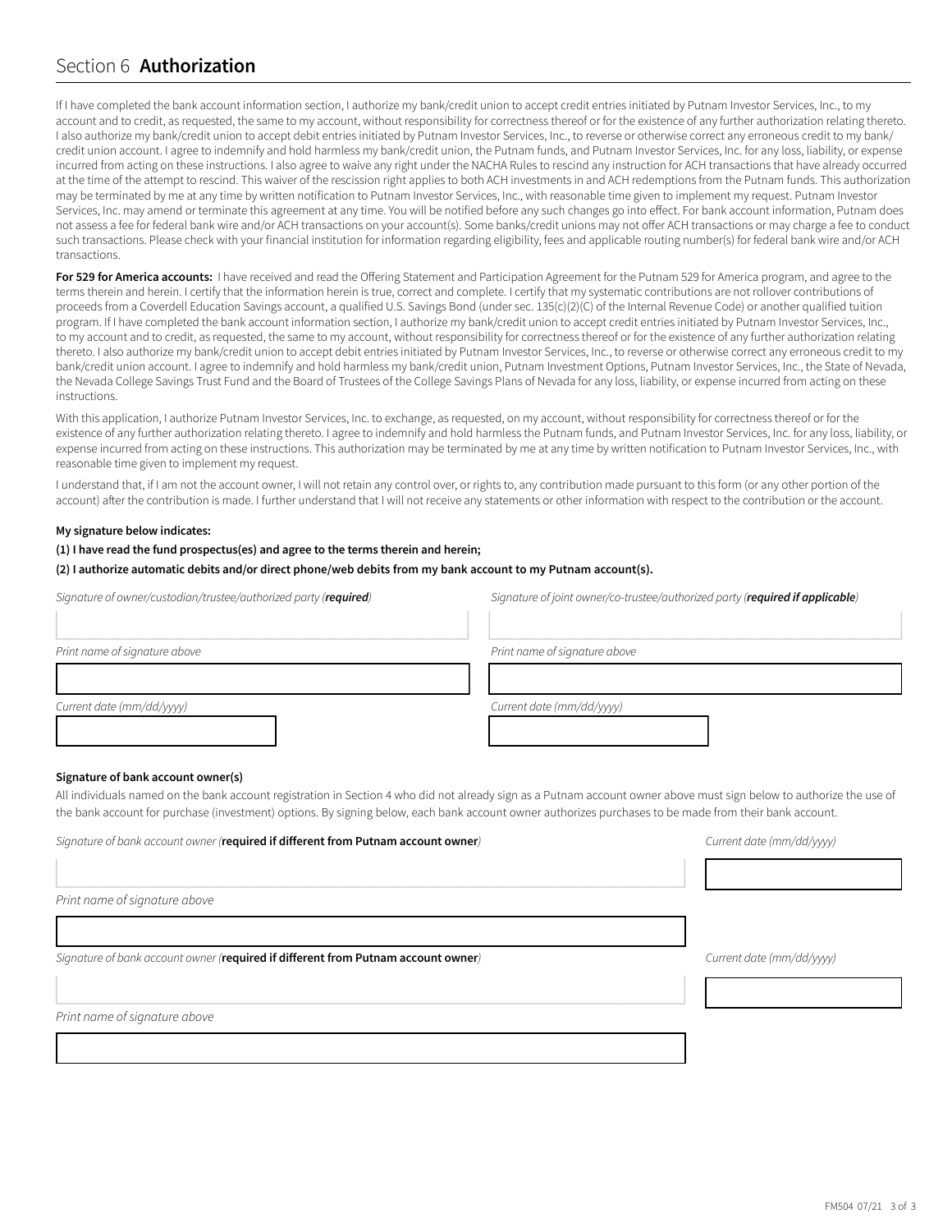# Section 6 **Authorization**

If I have completed the bank account information section, I authorize my bank/credit union to accept credit entries initiated by Putnam Investor Services, Inc., to my account and to credit, as requested, the same to my account, without responsibility for correctness thereof or for the existence of any further authorization relating thereto. I also authorize my bank/credit union to accept debit entries initiated by Putnam Investor Services, Inc., to reverse or otherwise correct any erroneous credit to my bank/credit union account. I agree to indemnify and hold harmless my bank/credit union, the Putnam funds, and Putnam Investor Services, Inc. for any loss, liability, or expense incurred from acting on these instructions. I also agree to waive any right under the NACHA Rules to rescind any instruction for ACH transactions that have already occurred at the time of the attempt to rescind. This waiver of the rescission right applies to both ACH investments in and ACH redemptions from the Putnam funds. This authorization may be terminated by me at any time by written notification to Putnam Investor Services, Inc., with reasonable time given to implement my request. Putnam Investor Services, Inc. may amend or terminate this agreement at any time. You will be notified before any such changes go into effect. For bank account information, Putnam does not assess a fee for federal bank wire and/or ACH transactions on your account(s). Some banks/credit unions may not offer ACH transactions or may charge a fee to conduct such transactions. Please check with your financial institution for information regarding eligibility, fees and applicable routing number(s) for federal bank wire and/or ACH transactions.

**For 529 for America accounts:** I have received and read the Offering Statement and Participation Agreement for the Putnam 529 for America program, and agree to the terms therein and herein. I certify that the information herein is true, correct and complete. I certify that my systematic contributions are not rollover contributions of proceeds from a Coverdell Education Savings account, a qualified U.S. Savings Bond (under sec. 135(c)(2)(C) of the Internal Revenue Code) or another qualified tuition program. If I have completed the bank account information section, I authorize my bank/credit union to accept credit entries initiated by Putnam Investor Services, Inc., to my account and to credit, as requested, the same to my account, without responsibility for correctness thereof or for the existence of any further authorization relating thereto. I also authorize my bank/credit union to accept debit entries initiated by Putnam Investor Services, Inc., to reverse or otherwise correct any erroneous credit to my bank/credit union account. I agree to indemnify and hold harmless my bank/credit union, Putnam Investment Options, Putnam Investor Services, Inc., the State of Nevada, the Nevada College Savings Trust Fund and the Board of Trustees of the College Savings Plans of Nevada for any loss, liability, or expense incurred from acting on these instructions.

With this application, I authorize Putnam Investor Services, Inc. to exchange, as requested, on my account, without responsibility for correctness thereof or for the existence of any further authorization relating thereto. I agree to indemnify and hold harmless the Putnam funds, and Putnam Investor Services, Inc. for any loss, liability, or expense incurred from acting on these instructions. This authorization may be terminated by me at any time by written notification to Putnam Investor Services, Inc., with reasonable time given to implement my request.

I understand that, if I am not the account owner, I will not retain any control over, or rights to, any contribution made pursuant to this form (or any other portion of the account) after the contribution is made. I further understand that I will not receive any statements or other information with respect to the contribution or the account.

**My signature below indicates:**

**(1) I have read the fund prospectus(es) and agree to the terms therein and herein;**

**(2) I authorize automatic debits and/or direct phone/web debits from my bank account to my Putnam account(s).**

*Signature of owner/custodian/trustee/authorized party (**required**)*

*Print name of signature above*

*Current date (mm/dd/yyyy)*

*Signature of joint owner/co-trustee/authorized party (**required if applicable**)*

*Print name of signature above*

*Current date (mm/dd/yyyy)*

**Signature of bank account owner(s)**

All individuals named on the bank account registration in Section 4 who did not already sign as a Putnam account owner above must sign below to authorize the use of the bank account for purchase (investment) options. By signing below, each bank account owner authorizes purchases to be made from their bank account.

*Signature of bank account owner (**required if different from Putnam account owner**)*

*Current date (mm/dd/yyyy)*

*Print name of signature above*

*Signature of bank account owner (**required if different from Putnam account owner**)*

*Current date (mm/dd/yyyy)*

*Print name of signature above*

FM504 07/21